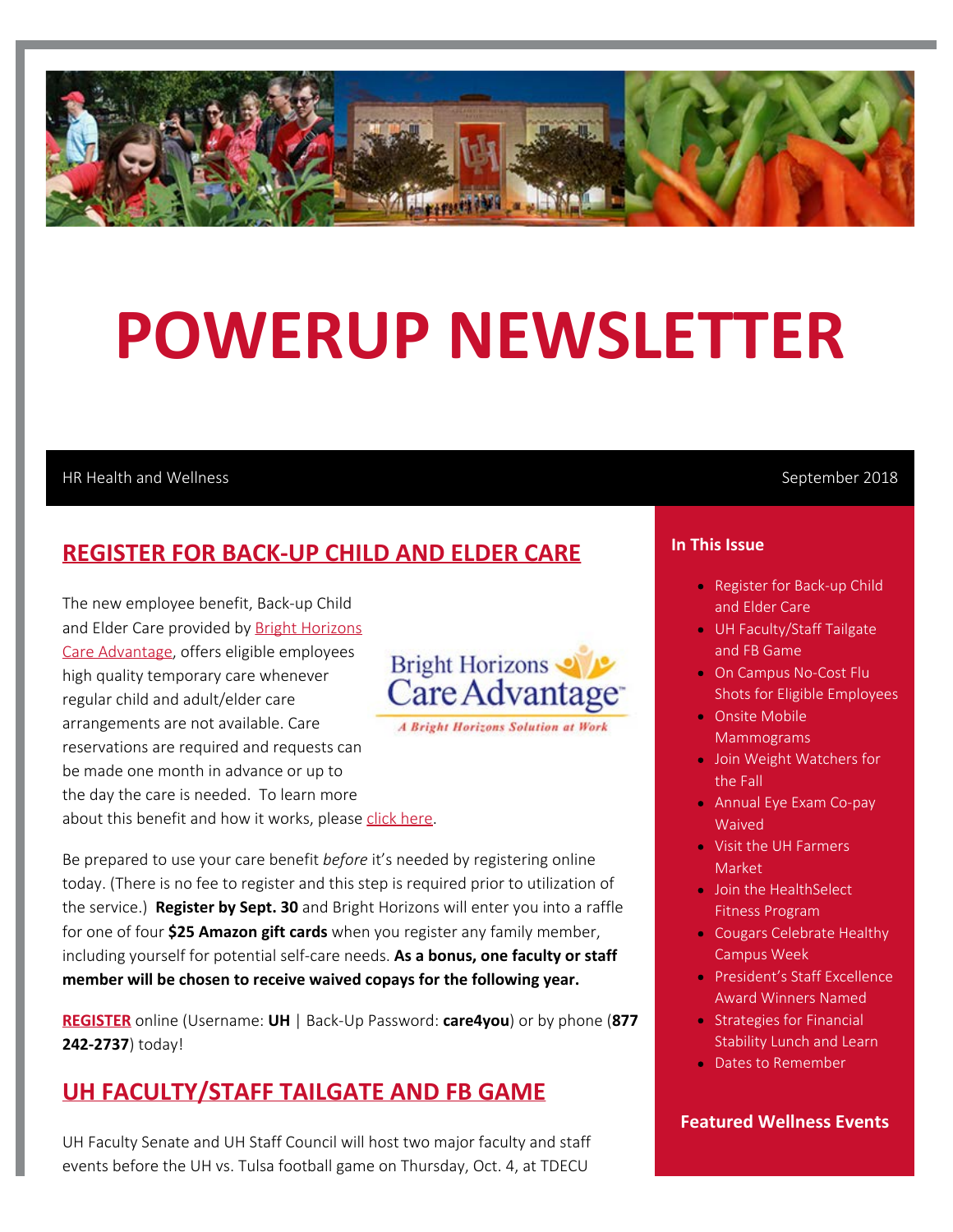# POWERUP NEWSLETTER

HR Health and Wellness — September 2018

## REGISTER FOR BACK-UP CHILD AND ELDER CARE

The new employee benefit, Back-up Child and Elder Care provided by Bright Horizons Care Advantage, offers eligible employees high quality temporary care whenever regular child and adult/elder care arrangements are not available. Care reservations are required and requests can be made one month in advance or up to the day the care is needed. To learn more about this benefit and how it works, please click here.

Be prepared to use your care benefit *before* it's needed by registering online today. (There is no fee to register and this step is required prior to utilization of the service.) **Register by Sept. 30** and Bright Horizons will enter you into a raffle for one of four **$25 Amazon gift cards** when you register any family member, including yourself for potential self-care needs. **As a bonus, one faculty or staff member will be chosen to receive waived copays for the following year.**

**REGISTER** online (Username: **UH** | Back-Up Password: **care4you**) or by phone (**877 242-2737**) today!

## UH FACULTY/STAFF TAILGATE AND FB GAME

UH Faculty Senate and UH Staff Council will host two major faculty and staff events before the UH vs. Tulsa football game on Thursday, Oct. 4, at TDECU

### In This Issue

- Register for Back-up Child and Elder Care
- UH Faculty/Staff Tailgate and FB Game
- On Campus No-Cost Flu Shots for Eligible Employees
- Onsite Mobile Mammograms
- Join Weight Watchers for the Fall
- Annual Eye Exam Co-pay Waived
- Visit the UH Farmers Market
- Join the HealthSelect Fitness Program
- Cougars Celebrate Healthy Campus Week
- President's Staff Excellence Award Winners Named
- Strategies for Financial Stability Lunch and Learn
- Dates to Remember

### Featured Wellness Events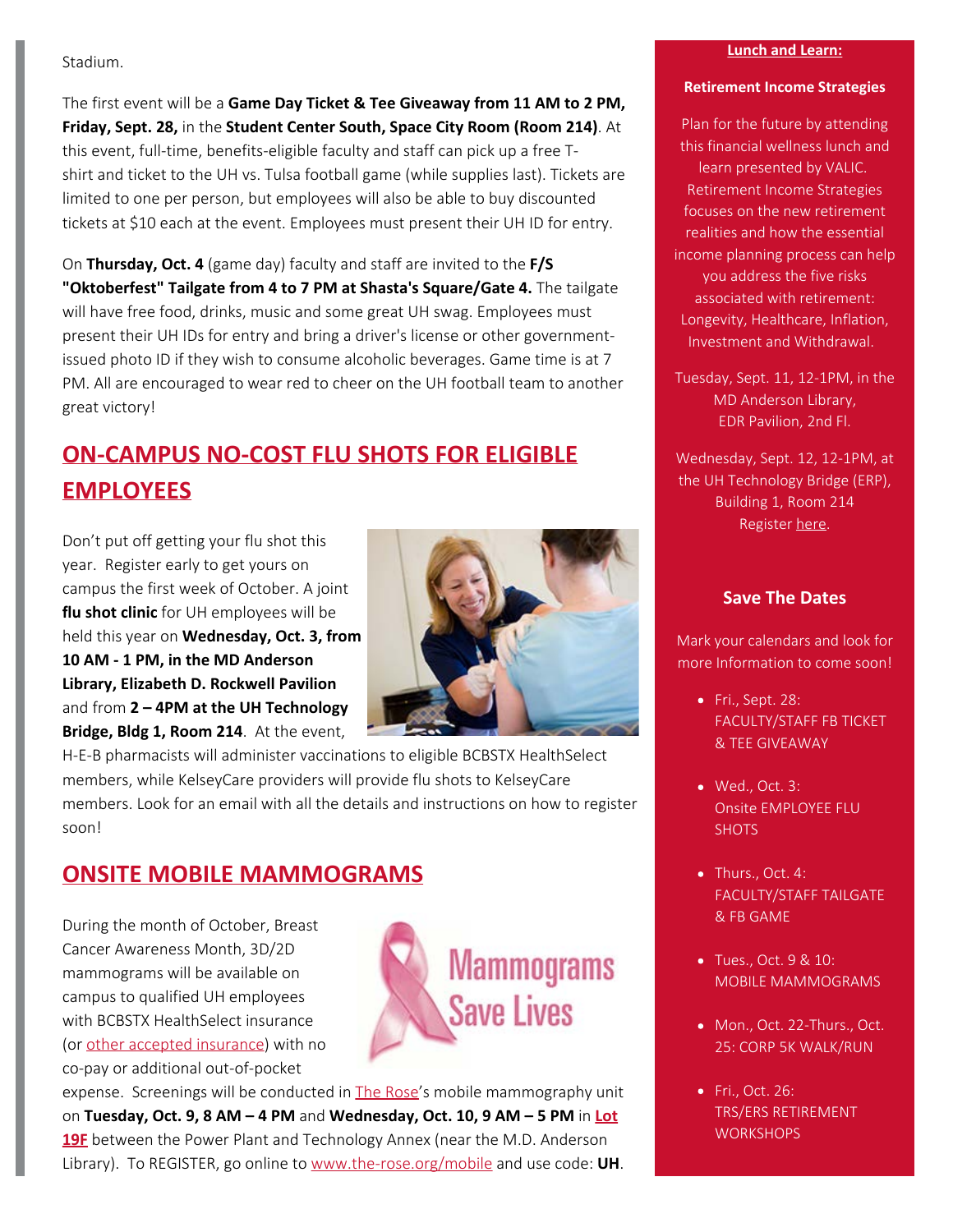Stadium.

The first event will be a **Game Day Ticket & Tee Giveaway from 11 AM to 2 PM, Friday, Sept. 28,** in the **Student Center South, Space City Room (Room 214)**. At this event, full-time, benefits-eligible faculty and staff can pick up a free T-shirt and ticket to the UH vs. Tulsa football game (while supplies last). Tickets are limited to one per person, but employees will also be able to buy discounted tickets at $10 each at the event. Employees must present their UH ID for entry.

On **Thursday, Oct. 4** (game day) faculty and staff are invited to the **F/S "Oktoberfest" Tailgate from 4 to 7 PM at Shasta's Square/Gate 4.** The tailgate will have free food, drinks, music and some great UH swag. Employees must present their UH IDs for entry and bring a driver's license or other government-issued photo ID if they wish to consume alcoholic beverages. Game time is at 7 PM. All are encouraged to wear red to cheer on the UH football team to another great victory!

## ON-CAMPUS NO-COST FLU SHOTS FOR ELIGIBLE EMPLOYEES

Don't put off getting your flu shot this year. Register early to get yours on campus the first week of October. A joint **flu shot clinic** for UH employees will be held this year on **Wednesday, Oct. 3, from 10 AM - 1 PM, in the MD Anderson Library, Elizabeth D. Rockwell Pavilion** and from **2 – 4PM at the UH Technology Bridge, Bldg 1, Room 214**. At the event, H-E-B pharmacists will administer vaccinations to eligible BCBSTX HealthSelect members, while KelseyCare providers will provide flu shots to KelseyCare members. Look for an email with all the details and instructions on how to register soon!

## ONSITE MOBILE MAMMOGRAMS

During the month of October, Breast Cancer Awareness Month, 3D/2D mammograms will be available on campus to qualified UH employees with BCBSTX HealthSelect insurance (or other accepted insurance) with no co-pay or additional out-of-pocket expense. Screenings will be conducted in The Rose's mobile mammography unit on **Tuesday, Oct. 9, 8 AM – 4 PM** and **Wednesday, Oct. 10, 9 AM – 5 PM** in **Lot 19F** between the Power Plant and Technology Annex (near the M.D. Anderson Library). To REGISTER, go online to www.the-rose.org/mobile and use code: **UH**.

**Lunch and Learn:**

**Retirement Income Strategies**

Plan for the future by attending this financial wellness lunch and learn presented by VALIC. Retirement Income Strategies focuses on the new retirement realities and how the essential income planning process can help you address the five risks associated with retirement: Longevity, Healthcare, Inflation, Investment and Withdrawal.

Tuesday, Sept. 11, 12-1PM, in the MD Anderson Library, EDR Pavilion, 2nd Fl.

Wednesday, Sept. 12, 12-1PM, at the UH Technology Bridge (ERP), Building 1, Room 214
Register here.

### Save The Dates

Mark your calendars and look for more Information to come soon!

- Fri., Sept. 28: FACULTY/STAFF FB TICKET & TEE GIVEAWAY
- Wed., Oct. 3: Onsite EMPLOYEE FLU SHOTS
- Thurs., Oct. 4: FACULTY/STAFF TAILGATE & FB GAME
- Tues., Oct. 9 & 10: MOBILE MAMMOGRAMS
- Mon., Oct. 22-Thurs., Oct. 25: CORP 5K WALK/RUN
- Fri., Oct. 26: TRS/ERS RETIREMENT WORKSHOPS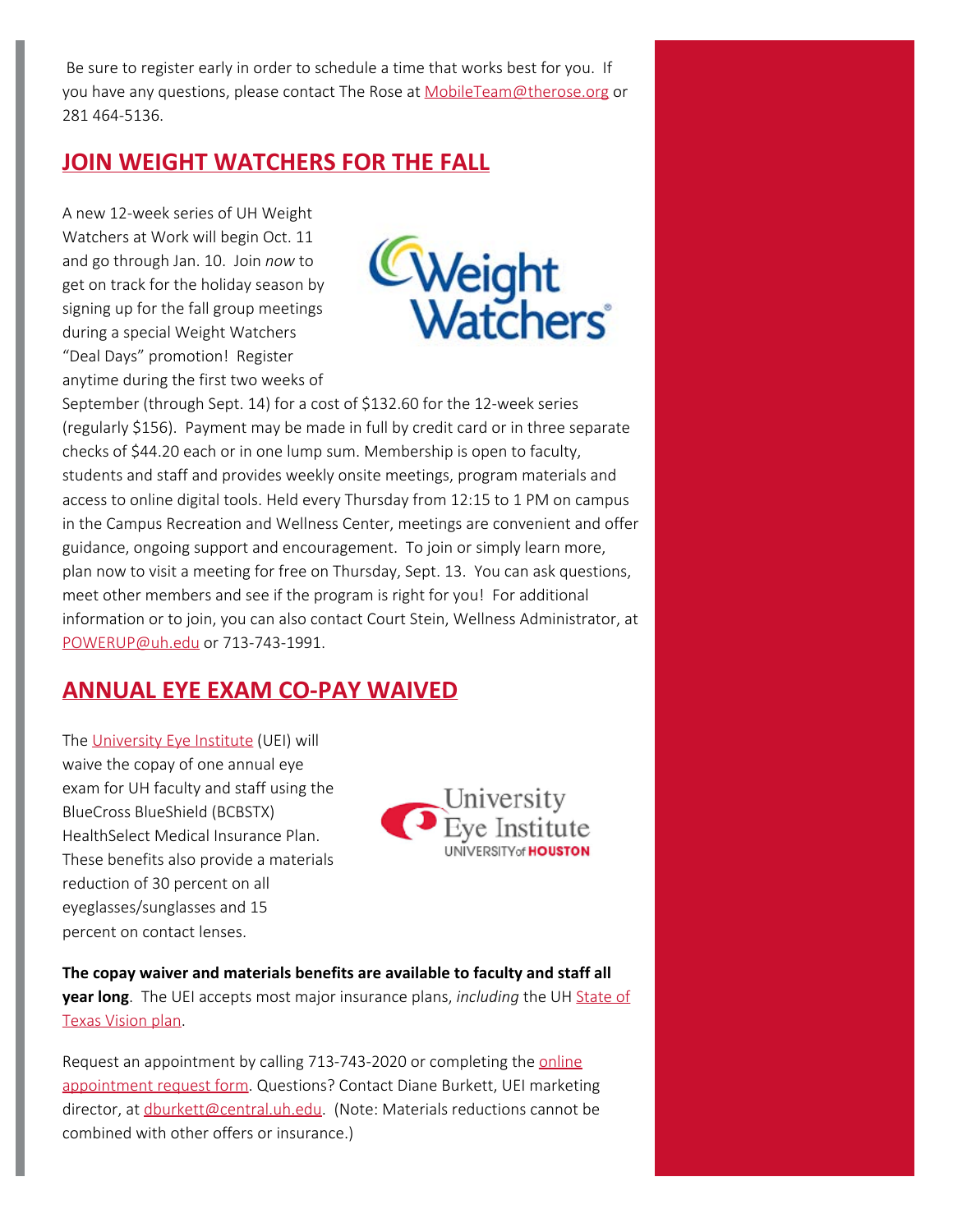Be sure to register early in order to schedule a time that works best for you. If you have any questions, please contact The Rose at MobileTeam@therose.org or 281 464-5136.

## JOIN WEIGHT WATCHERS FOR THE FALL

A new 12-week series of UH Weight Watchers at Work will begin Oct. 11 and go through Jan. 10. Join *now* to get on track for the holiday season by signing up for the fall group meetings during a special Weight Watchers "Deal Days" promotion! Register anytime during the first two weeks of September (through Sept. 14) for a cost of $132.60 for the 12-week series (regularly $156). Payment may be made in full by credit card or in three separate checks of $44.20 each or in one lump sum. Membership is open to faculty, students and staff and provides weekly onsite meetings, program materials and access to online digital tools. Held every Thursday from 12:15 to 1 PM on campus in the Campus Recreation and Wellness Center, meetings are convenient and offer guidance, ongoing support and encouragement. To join or simply learn more, plan now to visit a meeting for free on Thursday, Sept. 13. You can ask questions, meet other members and see if the program is right for you! For additional information or to join, you can also contact Court Stein, Wellness Administrator, at POWERUP@uh.edu or 713-743-1991.

## ANNUAL EYE EXAM CO-PAY WAIVED

The University Eye Institute (UEI) will waive the copay of one annual eye exam for UH faculty and staff using the BlueCross BlueShield (BCBSTX) HealthSelect Medical Insurance Plan. These benefits also provide a materials reduction of 30 percent on all eyeglasses/sunglasses and 15 percent on contact lenses.

**The copay waiver and materials benefits are available to faculty and staff all year long**. The UEI accepts most major insurance plans, *including* the UH State of Texas Vision plan.

Request an appointment by calling 713-743-2020 or completing the online appointment request form. Questions? Contact Diane Burkett, UEI marketing director, at dburkett@central.uh.edu. (Note: Materials reductions cannot be combined with other offers or insurance.)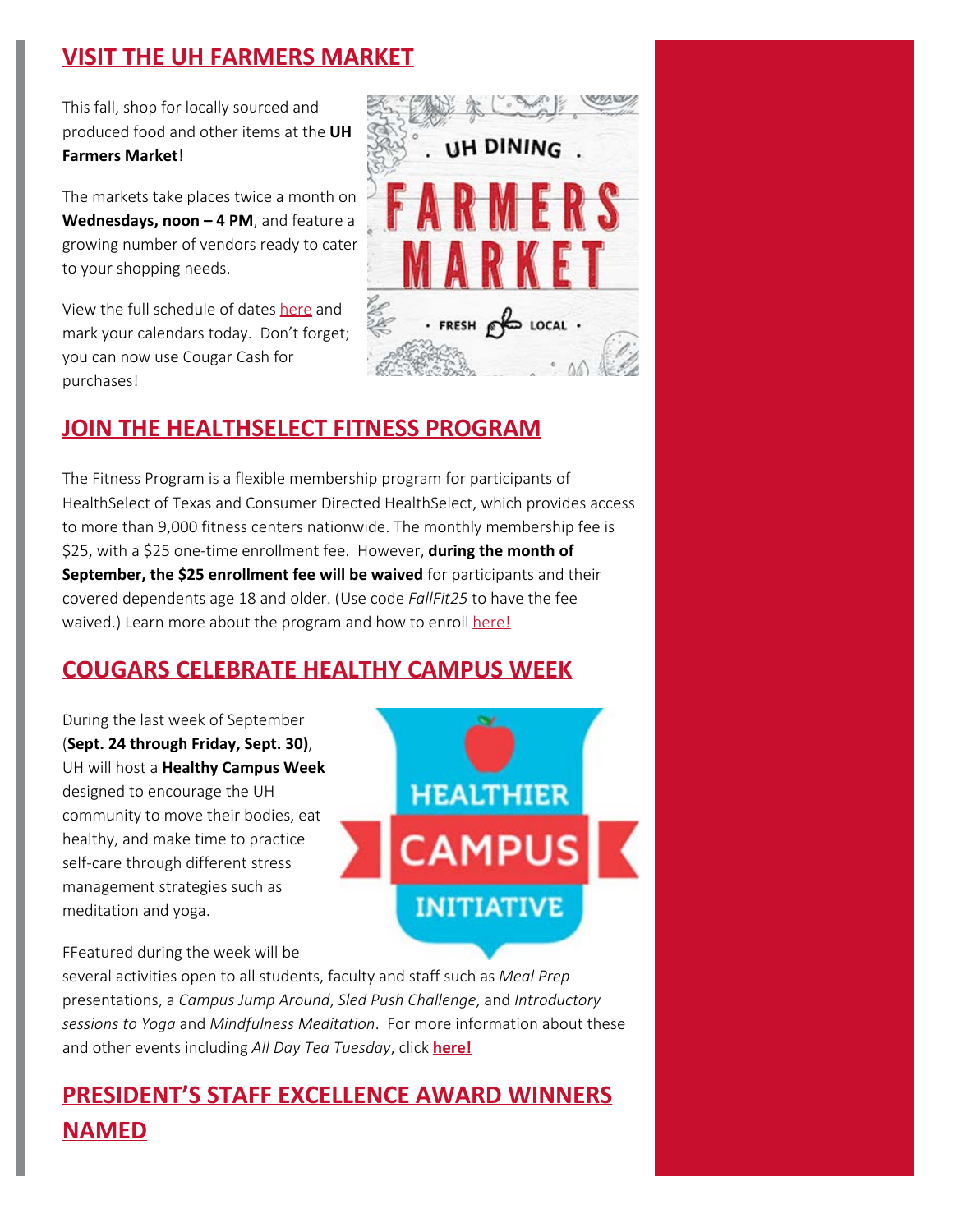## VISIT THE UH FARMERS MARKET

This fall, shop for locally sourced and produced food and other items at the **UH Farmers Market**!

The markets take places twice a month on **Wednesdays, noon – 4 PM**, and feature a growing number of vendors ready to cater to your shopping needs.

View the full schedule of dates here and mark your calendars today. Don't forget; you can now use Cougar Cash for purchases!

## JOIN THE HEALTHSELECT FITNESS PROGRAM

The Fitness Program is a flexible membership program for participants of HealthSelect of Texas and Consumer Directed HealthSelect, which provides access to more than 9,000 fitness centers nationwide. The monthly membership fee is $25, with a $25 one-time enrollment fee. However, **during the month of September, the $25 enrollment fee will be waived** for participants and their covered dependents age 18 and older. (Use code *FallFit25* to have the fee waived.) Learn more about the program and how to enroll here!

## COUGARS CELEBRATE HEALTHY CAMPUS WEEK

During the last week of September (**Sept. 24 through Friday, Sept. 30)**, UH will host a **Healthy Campus Week** designed to encourage the UH community to move their bodies, eat healthy, and make time to practice self-care through different stress management strategies such as meditation and yoga.

FFeatured during the week will be several activities open to all students, faculty and staff such as *Meal Prep* presentations, a *Campus Jump Around*, *Sled Push Challenge*, and *Introductory sessions to Yoga* and *Mindfulness Meditation*. For more information about these and other events including *All Day Tea Tuesday*, click **here!**

## PRESIDENT'S STAFF EXCELLENCE AWARD WINNERS NAMED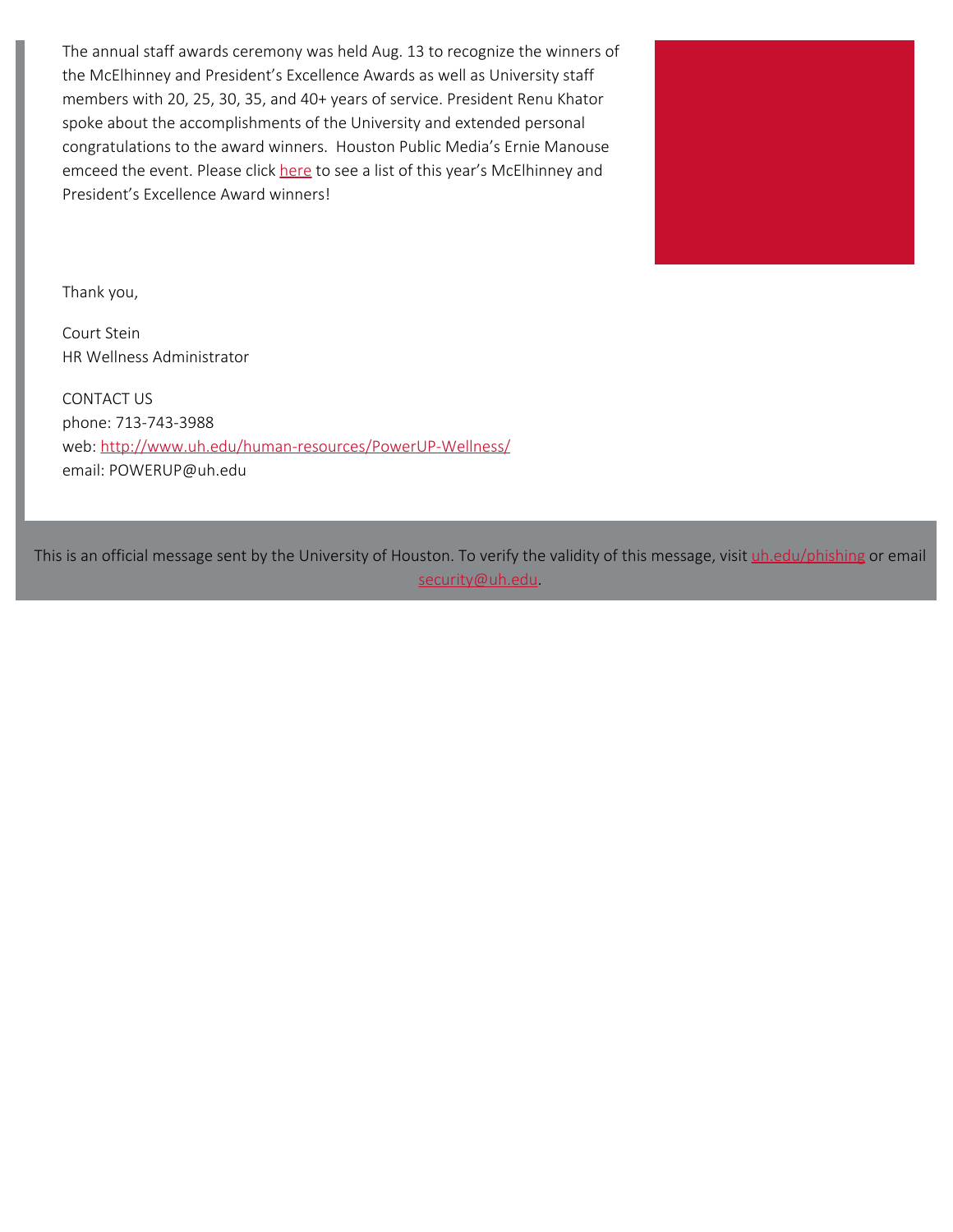The annual staff awards ceremony was held Aug. 13 to recognize the winners of the McElhinney and President's Excellence Awards as well as University staff members with 20, 25, 30, 35, and 40+ years of service. President Renu Khator spoke about the accomplishments of the University and extended personal congratulations to the award winners. Houston Public Media's Ernie Manouse emceed the event. Please click [here]() to see a list of this year's McElhinney and President's Excellence Award winners!

Thank you,

Court Stein
HR Wellness Administrator

CONTACT US
phone: 713-743-3988
web: [http://www.uh.edu/human-resources/PowerUP-Wellness/](http://www.uh.edu/human-resources/PowerUP-Wellness/)
email: POWERUP@uh.edu

This is an official message sent by the University of Houston. To verify the validity of this message, visit [uh.edu/phishing]() or email [security@uh.edu]().